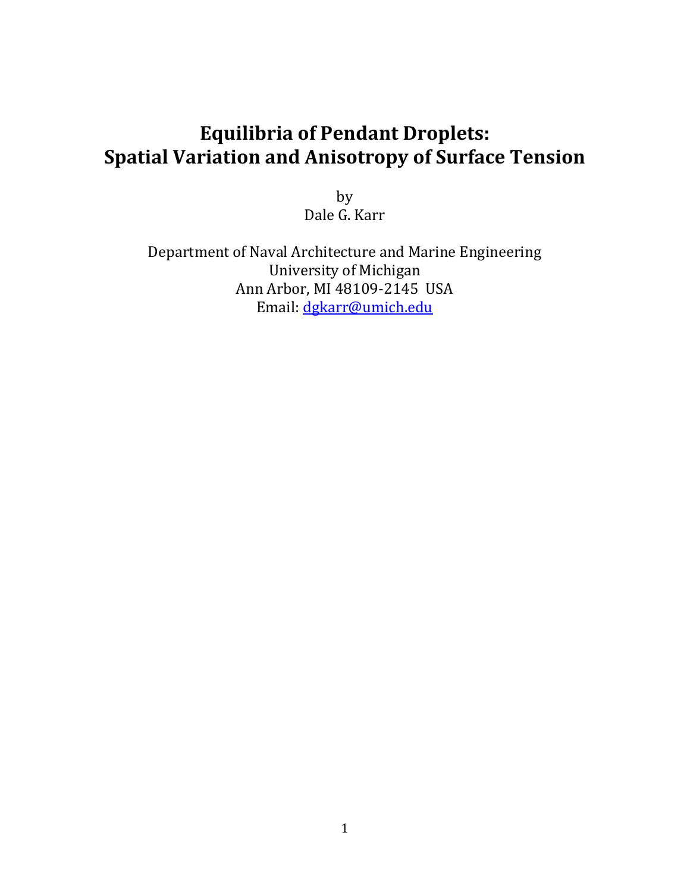# Equilibria of Pendant Droplets: Spatial Variation and Anisotropy of Surface Tension

by
Dale G. Karr

Department of Naval Architecture and Marine Engineering
University of Michigan
Ann Arbor, MI 48109-2145 USA
Email: dgkarr@umich.edu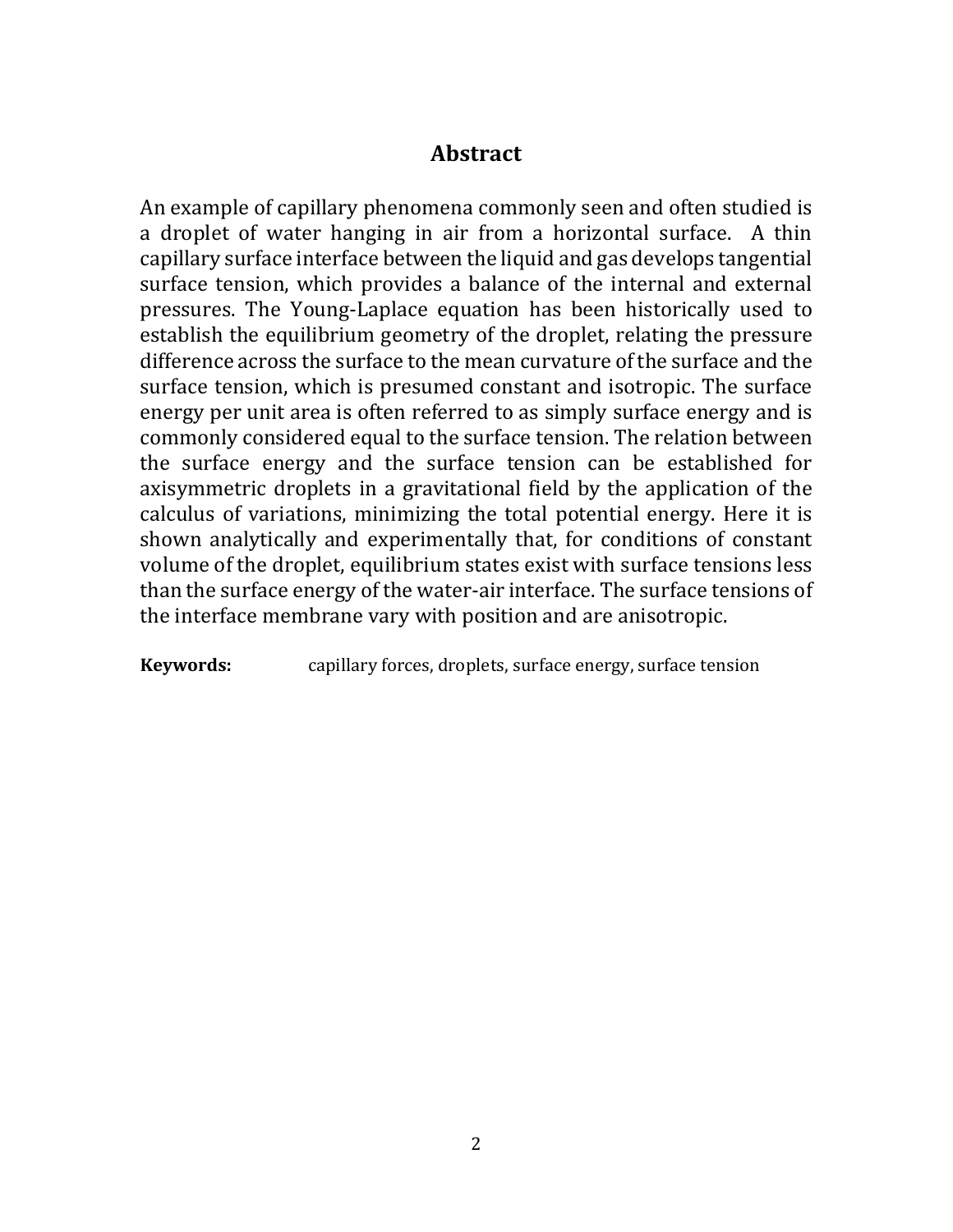## Abstract

An example of capillary phenomena commonly seen and often studied is a droplet of water hanging in air from a horizontal surface. A thin capillary surface interface between the liquid and gas develops tangential surface tension, which provides a balance of the internal and external pressures. The Young-Laplace equation has been historically used to establish the equilibrium geometry of the droplet, relating the pressure difference across the surface to the mean curvature of the surface and the surface tension, which is presumed constant and isotropic. The surface energy per unit area is often referred to as simply surface energy and is commonly considered equal to the surface tension. The relation between the surface energy and the surface tension can be established for axisymmetric droplets in a gravitational field by the application of the calculus of variations, minimizing the total potential energy. Here it is shown analytically and experimentally that, for conditions of constant volume of the droplet, equilibrium states exist with surface tensions less than the surface energy of the water-air interface. The surface tensions of the interface membrane vary with position and are anisotropic.

**Keywords:** capillary forces, droplets, surface energy, surface tension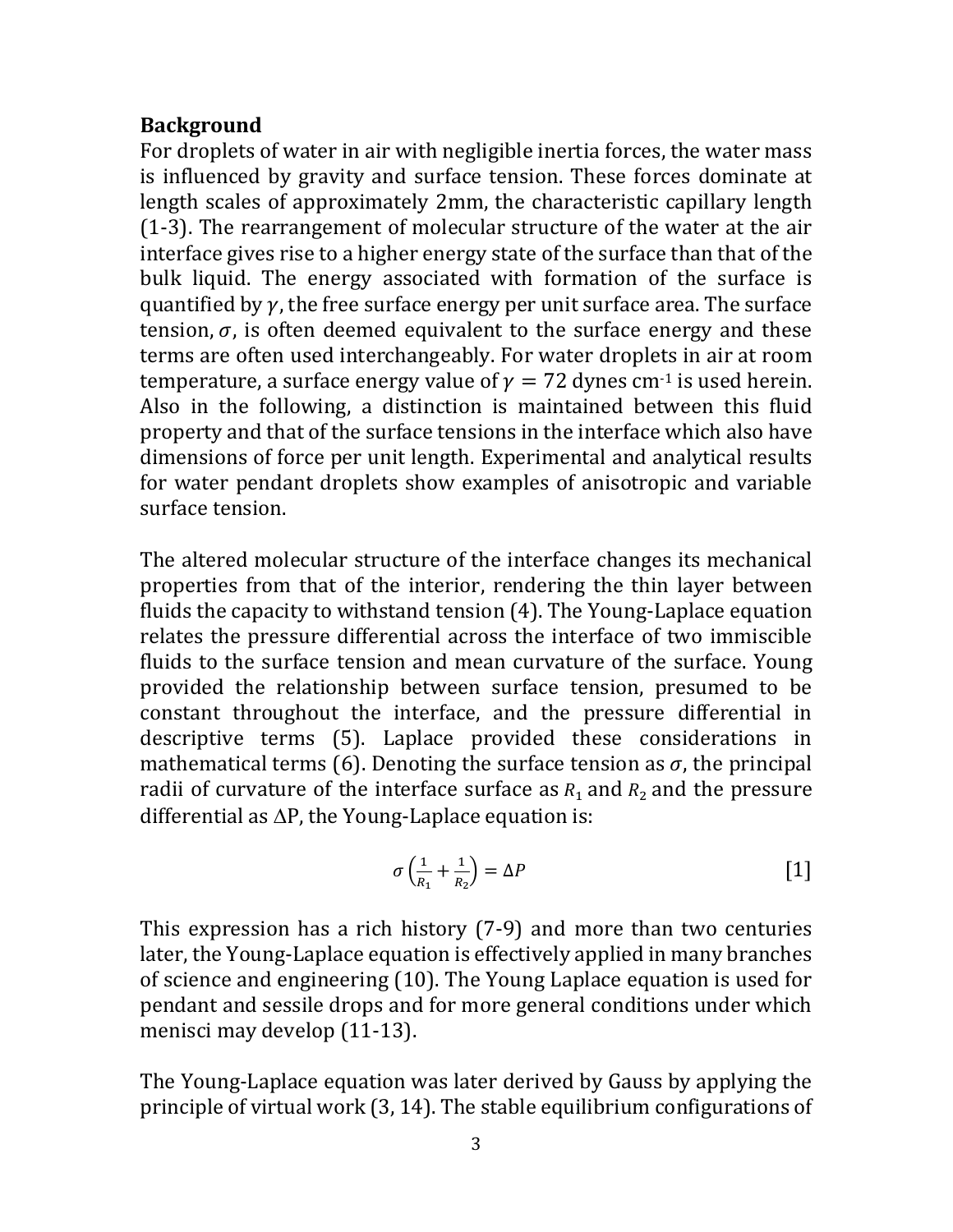**Background**

For droplets of water in air with negligible inertia forces, the water mass is influenced by gravity and surface tension. These forces dominate at length scales of approximately 2mm, the characteristic capillary length (1-3). The rearrangement of molecular structure of the water at the air interface gives rise to a higher energy state of the surface than that of the bulk liquid. The energy associated with formation of the surface is quantified by $\gamma$, the free surface energy per unit surface area. The surface tension, $\sigma$, is often deemed equivalent to the surface energy and these terms are often used interchangeably. For water droplets in air at room temperature, a surface energy value of $\gamma = 72$ dynes cm$^{-1}$ is used herein. Also in the following, a distinction is maintained between this fluid property and that of the surface tensions in the interface which also have dimensions of force per unit length. Experimental and analytical results for water pendant droplets show examples of anisotropic and variable surface tension.

The altered molecular structure of the interface changes its mechanical properties from that of the interior, rendering the thin layer between fluids the capacity to withstand tension (4). The Young-Laplace equation relates the pressure differential across the interface of two immiscible fluids to the surface tension and mean curvature of the surface. Young provided the relationship between surface tension, presumed to be constant throughout the interface, and the pressure differential in descriptive terms (5). Laplace provided these considerations in mathematical terms (6). Denoting the surface tension as $\sigma$, the principal radii of curvature of the interface surface as $R_1$ and $R_2$ and the pressure differential as $\Delta$P, the Young-Laplace equation is:

$$\sigma\left(\frac{1}{R_1} + \frac{1}{R_2}\right) = \Delta P \qquad [1]$$

This expression has a rich history (7-9) and more than two centuries later, the Young-Laplace equation is effectively applied in many branches of science and engineering (10). The Young Laplace equation is used for pendant and sessile drops and for more general conditions under which menisci may develop (11-13).

The Young-Laplace equation was later derived by Gauss by applying the principle of virtual work (3, 14). The stable equilibrium configurations of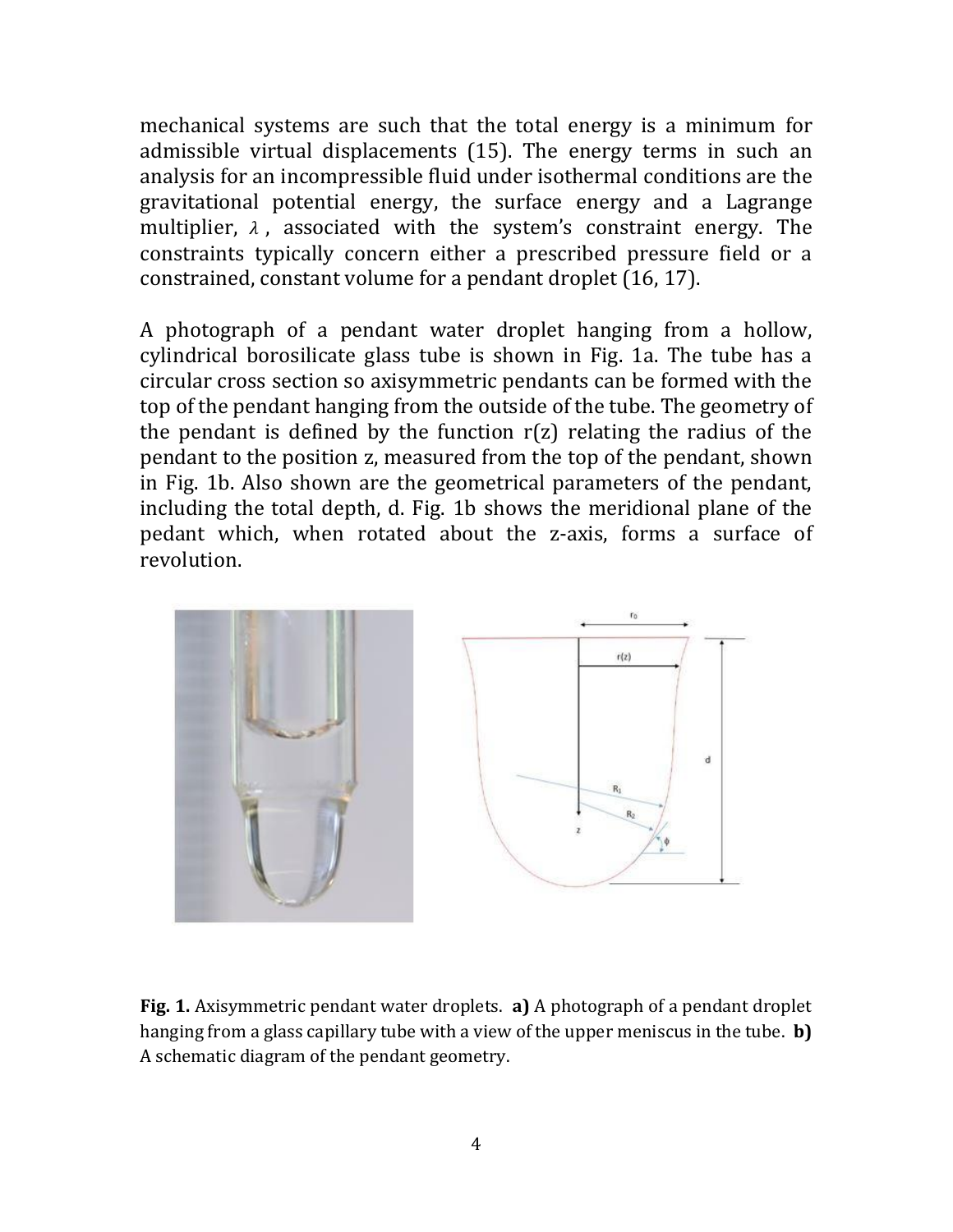mechanical systems are such that the total energy is a minimum for admissible virtual displacements (15). The energy terms in such an analysis for an incompressible fluid under isothermal conditions are the gravitational potential energy, the surface energy and a Lagrange multiplier, $\lambda$, associated with the system's constraint energy. The constraints typically concern either a prescribed pressure field or a constrained, constant volume for a pendant droplet (16, 17).

A photograph of a pendant water droplet hanging from a hollow, cylindrical borosilicate glass tube is shown in Fig. 1a. The tube has a circular cross section so axisymmetric pendants can be formed with the top of the pendant hanging from the outside of the tube. The geometry of the pendant is defined by the function r(z) relating the radius of the pendant to the position z, measured from the top of the pendant, shown in Fig. 1b. Also shown are the geometrical parameters of the pendant, including the total depth, d. Fig. 1b shows the meridional plane of the pedant which, when rotated about the z-axis, forms a surface of revolution.

**Fig. 1.** Axisymmetric pendant water droplets. **a)** A photograph of a pendant droplet hanging from a glass capillary tube with a view of the upper meniscus in the tube. **b)** A schematic diagram of the pendant geometry.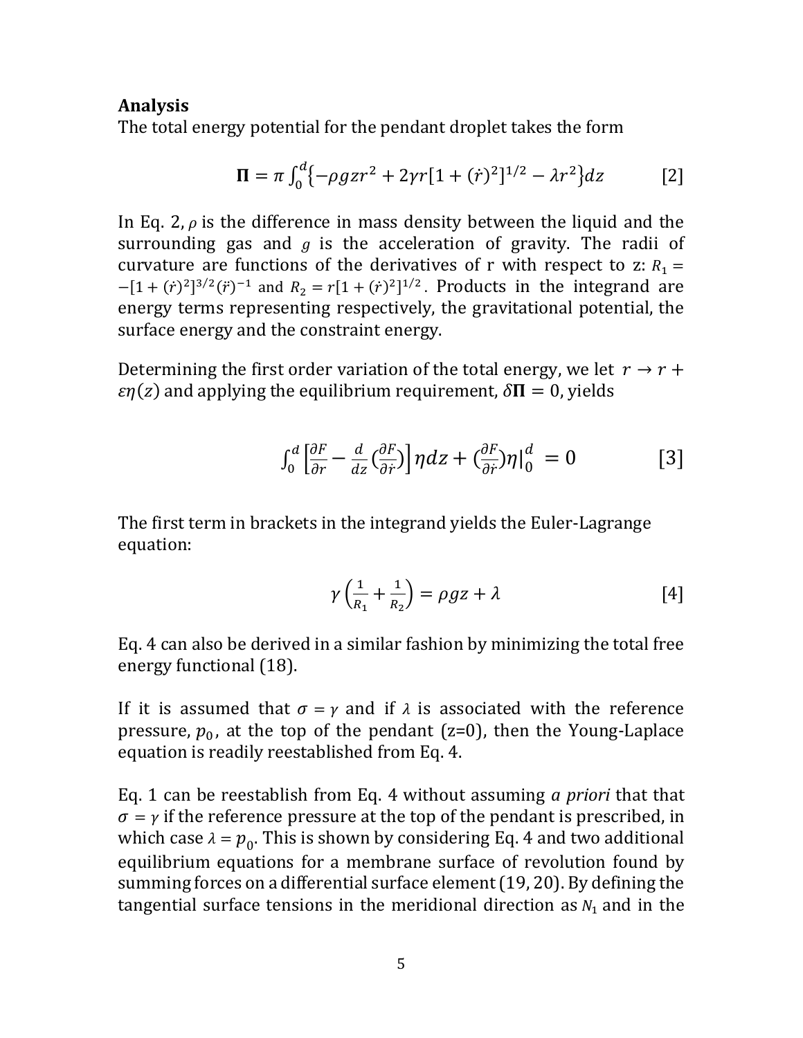## Analysis

The total energy potential for the pendant droplet takes the form

$$\mathbf{\Pi} = \pi \int_0^d \{-\rho g z r^2 + 2\gamma r[1 + (\dot{r})^2]^{1/2} - \lambda r^2\} dz \qquad [2]$$

In Eq. 2, $\rho$ is the difference in mass density between the liquid and the surrounding gas and $g$ is the acceleration of gravity. The radii of curvature are functions of the derivatives of r with respect to z: $R_1 = -[1 + (\dot{r})^2]^{3/2}(\ddot{r})^{-1}$ and $R_2 = r[1 + (\dot{r})^2]^{1/2}$. Products in the integrand are energy terms representing respectively, the gravitational potential, the surface energy and the constraint energy.

Determining the first order variation of the total energy, we let $r \rightarrow r + \varepsilon\eta(z)$ and applying the equilibrium requirement, $\delta\mathbf{\Pi} = 0$, yields

$$\int_0^d \left[\frac{\partial F}{\partial r} - \frac{d}{dz}\left(\frac{\partial F}{\partial \dot{r}}\right)\right] \eta dz + \left(\frac{\partial F}{\partial \dot{r}}\right)\eta\Big|_0^d = 0 \qquad [3]$$

The first term in brackets in the integrand yields the Euler-Lagrange equation:

$$\gamma\left(\frac{1}{R_1} + \frac{1}{R_2}\right) = \rho g z + \lambda \qquad [4]$$

Eq. 4 can also be derived in a similar fashion by minimizing the total free energy functional (18).

If it is assumed that $\sigma = \gamma$ and if $\lambda$ is associated with the reference pressure, $p_0$, at the top of the pendant (z=0), then the Young-Laplace equation is readily reestablished from Eq. 4.

Eq. 1 can be reestablish from Eq. 4 without assuming *a priori* that that $\sigma = \gamma$ if the reference pressure at the top of the pendant is prescribed, in which case $\lambda = p_0$. This is shown by considering Eq. 4 and two additional equilibrium equations for a membrane surface of revolution found by summing forces on a differential surface element (19, 20). By defining the tangential surface tensions in the meridional direction as $N_1$ and in the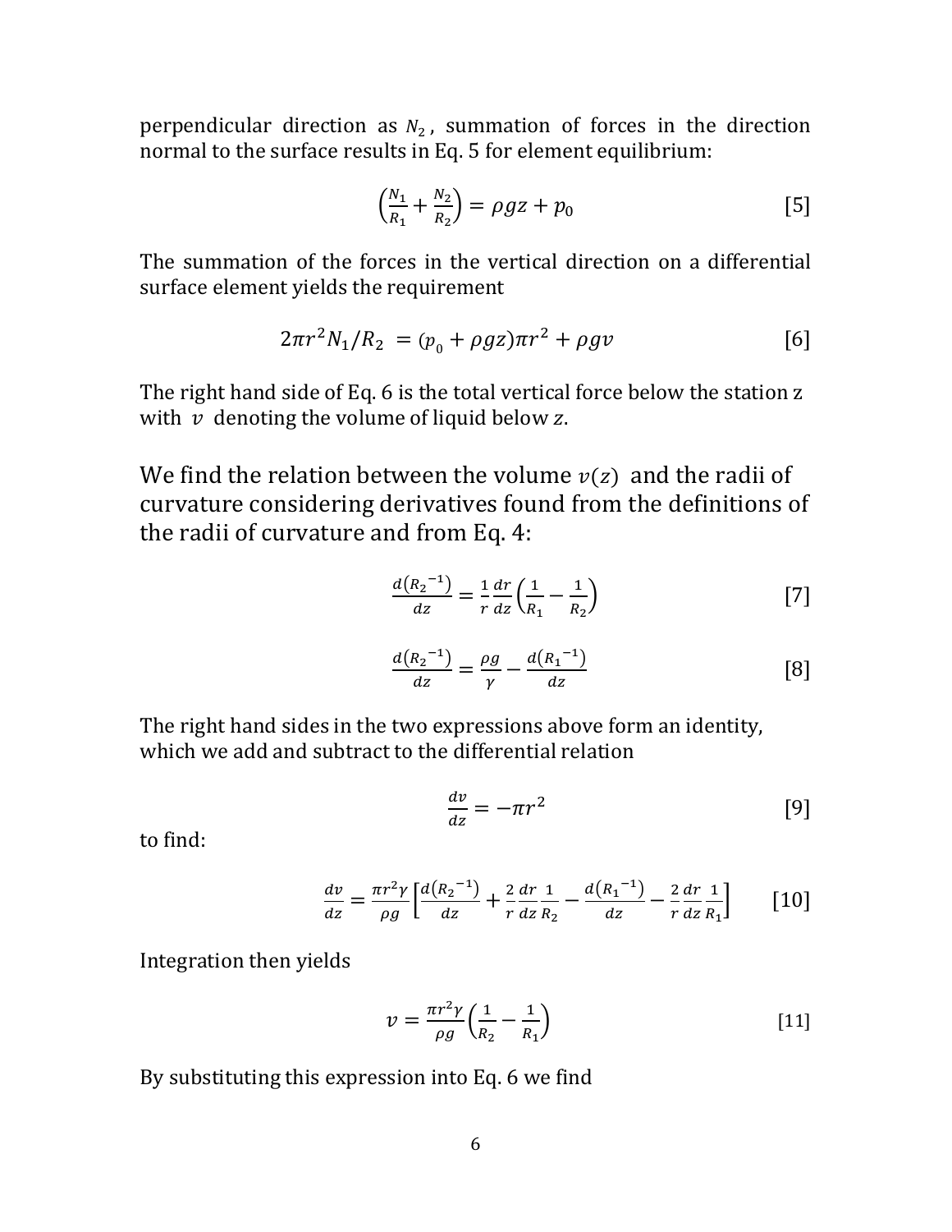perpendicular direction as $N_2$, summation of forces in the direction normal to the surface results in Eq. 5 for element equilibrium:

$$\left(\frac{N_1}{R_1} + \frac{N_2}{R_2}\right) = \rho g z + p_0 \qquad [5]$$

The summation of the forces in the vertical direction on a differential surface element yields the requirement

$$2\pi r^2 N_1 / R_2 = (p_0 + \rho g z)\pi r^2 + \rho g v \qquad [6]$$

The right hand side of Eq. 6 is the total vertical force below the station z with $v$ denoting the volume of liquid below $z$.

We find the relation between the volume $v(z)$ and the radii of curvature considering derivatives found from the definitions of the radii of curvature and from Eq. 4:

$$\frac{d\left({R_2}^{-1}\right)}{dz} = \frac{1}{r}\frac{dr}{dz}\left(\frac{1}{R_1} - \frac{1}{R_2}\right) \qquad [7]$$

$$\frac{d\left({R_2}^{-1}\right)}{dz} = \frac{\rho g}{\gamma} - \frac{d\left({R_1}^{-1}\right)}{dz} \qquad [8]$$

The right hand sides in the two expressions above form an identity, which we add and subtract to the differential relation

$$\frac{dv}{dz} = -\pi r^2 \qquad [9]$$

to find:

$$\frac{dv}{dz} = \frac{\pi r^2 \gamma}{\rho g}\left[\frac{d\left({R_2}^{-1}\right)}{dz} + \frac{2}{r}\frac{dr}{dz}\frac{1}{R_2} - \frac{d\left({R_1}^{-1}\right)}{dz} - \frac{2}{r}\frac{dr}{dz}\frac{1}{R_1}\right] \qquad [10]$$

Integration then yields

$$v = \frac{\pi r^2 \gamma}{\rho g}\left(\frac{1}{R_2} - \frac{1}{R_1}\right) \qquad [11]$$

By substituting this expression into Eq. 6 we find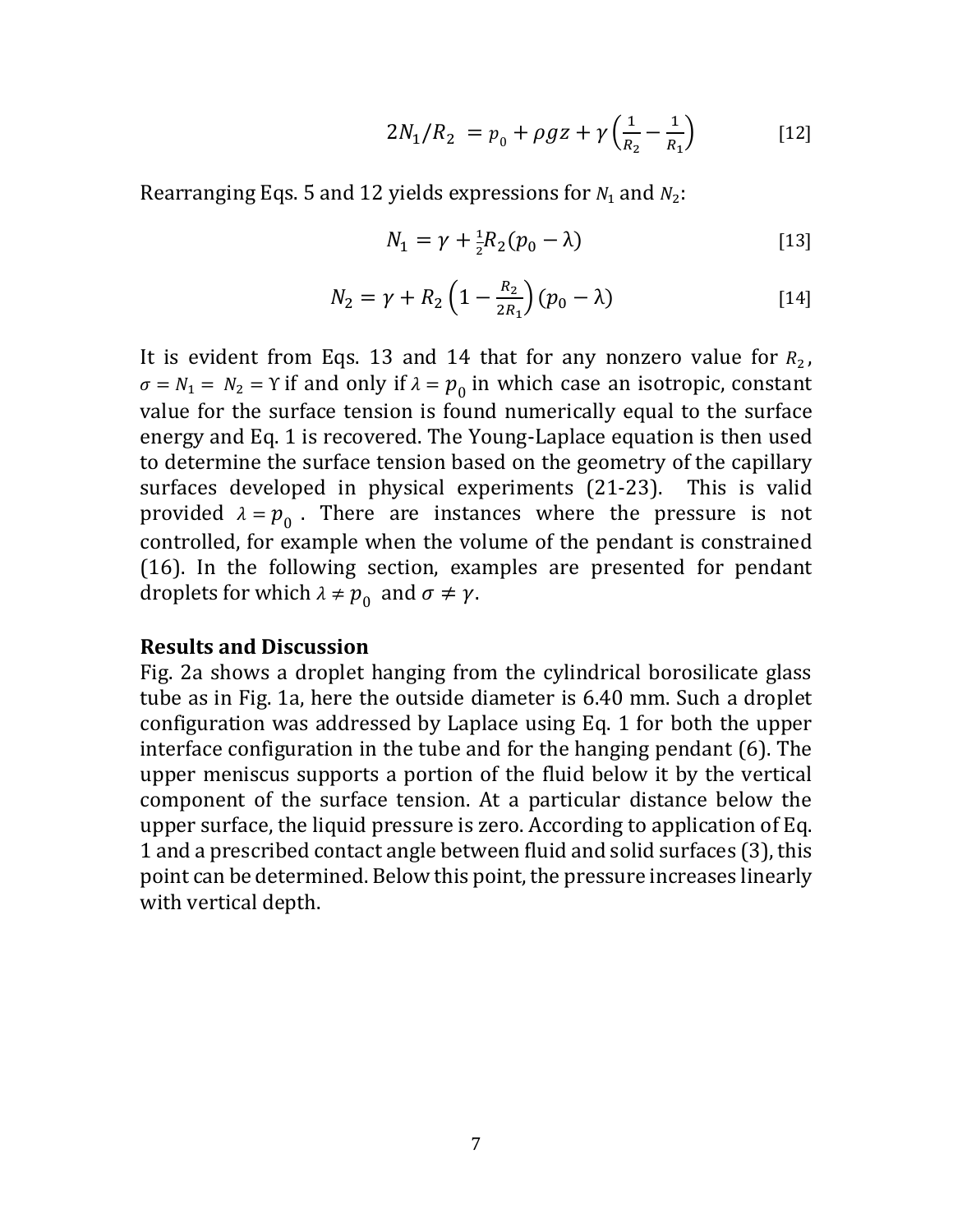$$2N_1/R_2 = p_0 + \rho g z + \gamma\left(\frac{1}{R_2} - \frac{1}{R_1}\right) \quad [12]$$

Rearranging Eqs. 5 and 12 yields expressions for $N_1$ and $N_2$:

$$N_1 = \gamma + \tfrac{1}{2}R_2(p_0 - \lambda) \quad [13]$$

$$N_2 = \gamma + R_2\left(1 - \frac{R_2}{2R_1}\right)(p_0 - \lambda) \quad [14]$$

It is evident from Eqs. 13 and 14 that for any nonzero value for $R_2$, $\sigma = N_1 = N_2 = \Upsilon$ if and only if $\lambda = p_0$ in which case an isotropic, constant value for the surface tension is found numerically equal to the surface energy and Eq. 1 is recovered. The Young-Laplace equation is then used to determine the surface tension based on the geometry of the capillary surfaces developed in physical experiments (21-23). This is valid provided $\lambda = p_0$. There are instances where the pressure is not controlled, for example when the volume of the pendant is constrained (16). In the following section, examples are presented for pendant droplets for which $\lambda \neq p_0$ and $\sigma \neq \gamma$.

## Results and Discussion

Fig. 2a shows a droplet hanging from the cylindrical borosilicate glass tube as in Fig. 1a, here the outside diameter is 6.40 mm. Such a droplet configuration was addressed by Laplace using Eq. 1 for both the upper interface configuration in the tube and for the hanging pendant (6). The upper meniscus supports a portion of the fluid below it by the vertical component of the surface tension. At a particular distance below the upper surface, the liquid pressure is zero. According to application of Eq. 1 and a prescribed contact angle between fluid and solid surfaces (3), this point can be determined. Below this point, the pressure increases linearly with vertical depth.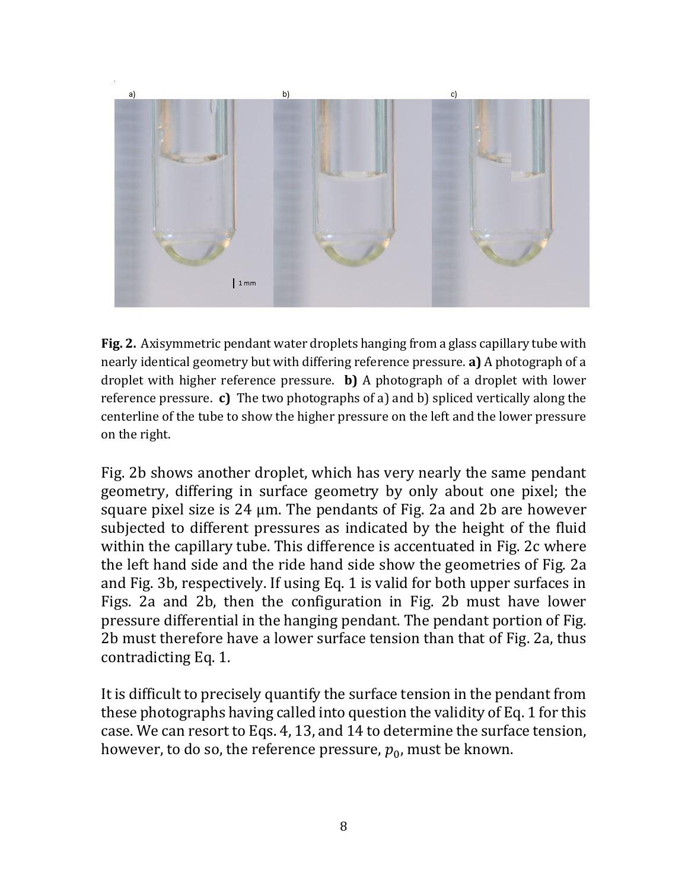**Fig. 2.** Axisymmetric pendant water droplets hanging from a glass capillary tube with nearly identical geometry but with differing reference pressure. **a)** A photograph of a droplet with higher reference pressure. **b)** A photograph of a droplet with lower reference pressure. **c)** The two photographs of a) and b) spliced vertically along the centerline of the tube to show the higher pressure on the left and the lower pressure on the right.

Fig. 2b shows another droplet, which has very nearly the same pendant geometry, differing in surface geometry by only about one pixel; the square pixel size is 24 µm. The pendants of Fig. 2a and 2b are however subjected to different pressures as indicated by the height of the fluid within the capillary tube. This difference is accentuated in Fig. 2c where the left hand side and the ride hand side show the geometries of Fig. 2a and Fig. 3b, respectively. If using Eq. 1 is valid for both upper surfaces in Figs. 2a and 2b, then the configuration in Fig. 2b must have lower pressure differential in the hanging pendant. The pendant portion of Fig. 2b must therefore have a lower surface tension than that of Fig. 2a, thus contradicting Eq. 1.

It is difficult to precisely quantify the surface tension in the pendant from these photographs having called into question the validity of Eq. 1 for this case. We can resort to Eqs. 4, 13, and 14 to determine the surface tension, however, to do so, the reference pressure, $p_0$, must be known.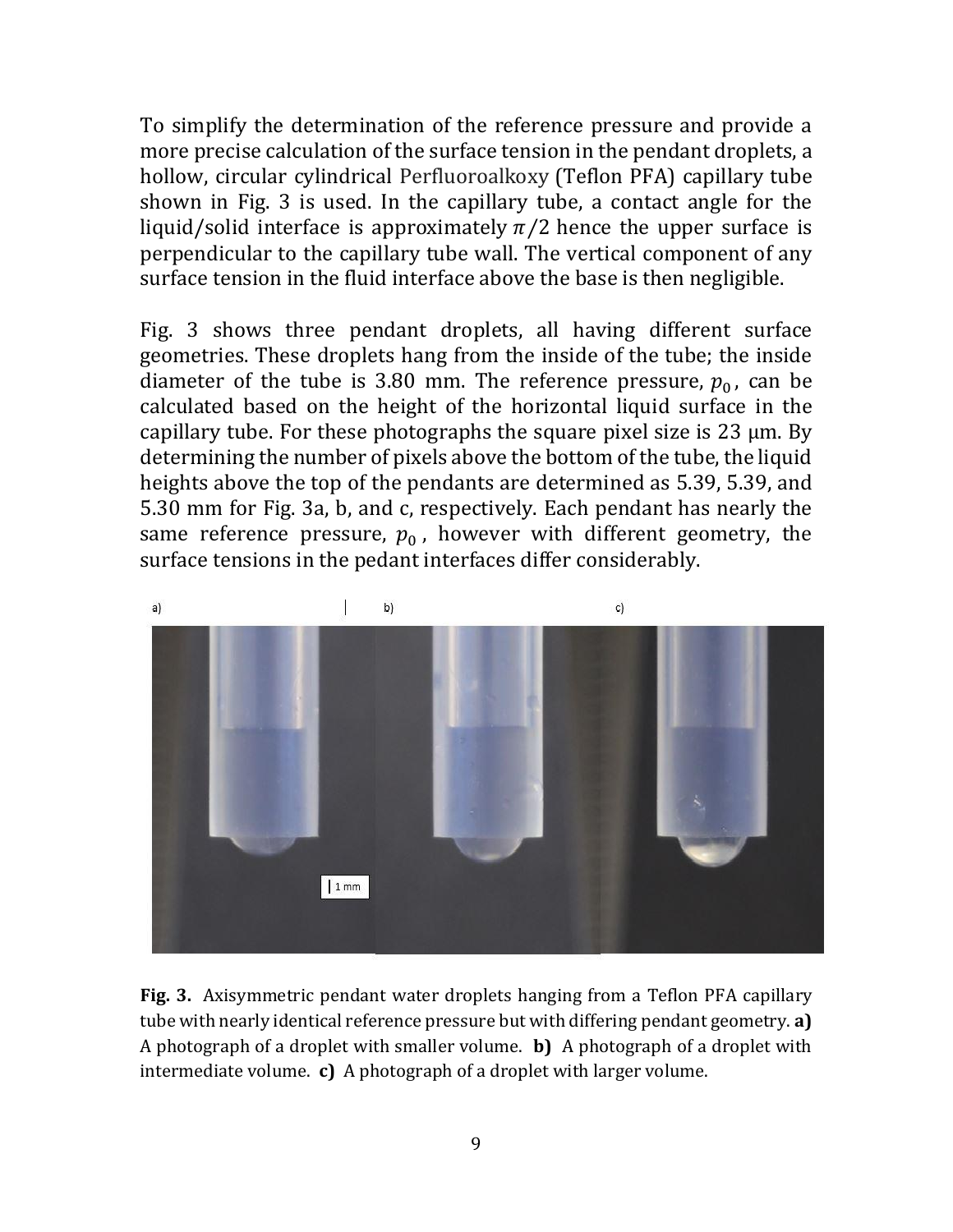To simplify the determination of the reference pressure and provide a more precise calculation of the surface tension in the pendant droplets, a hollow, circular cylindrical Perfluoroalkoxy (Teflon PFA) capillary tube shown in Fig. 3 is used. In the capillary tube, a contact angle for the liquid/solid interface is approximately $\pi/2$ hence the upper surface is perpendicular to the capillary tube wall. The vertical component of any surface tension in the fluid interface above the base is then negligible.

Fig. 3 shows three pendant droplets, all having different surface geometries. These droplets hang from the inside of the tube; the inside diameter of the tube is 3.80 mm. The reference pressure, $p_0$, can be calculated based on the height of the horizontal liquid surface in the capillary tube. For these photographs the square pixel size is 23 μm. By determining the number of pixels above the bottom of the tube, the liquid heights above the top of the pendants are determined as 5.39, 5.39, and 5.30 mm for Fig. 3a, b, and c, respectively. Each pendant has nearly the same reference pressure, $p_0$, however with different geometry, the surface tensions in the pedant interfaces differ considerably.

**Fig. 3.** Axisymmetric pendant water droplets hanging from a Teflon PFA capillary tube with nearly identical reference pressure but with differing pendant geometry. **a)** A photograph of a droplet with smaller volume. **b)** A photograph of a droplet with intermediate volume. **c)** A photograph of a droplet with larger volume.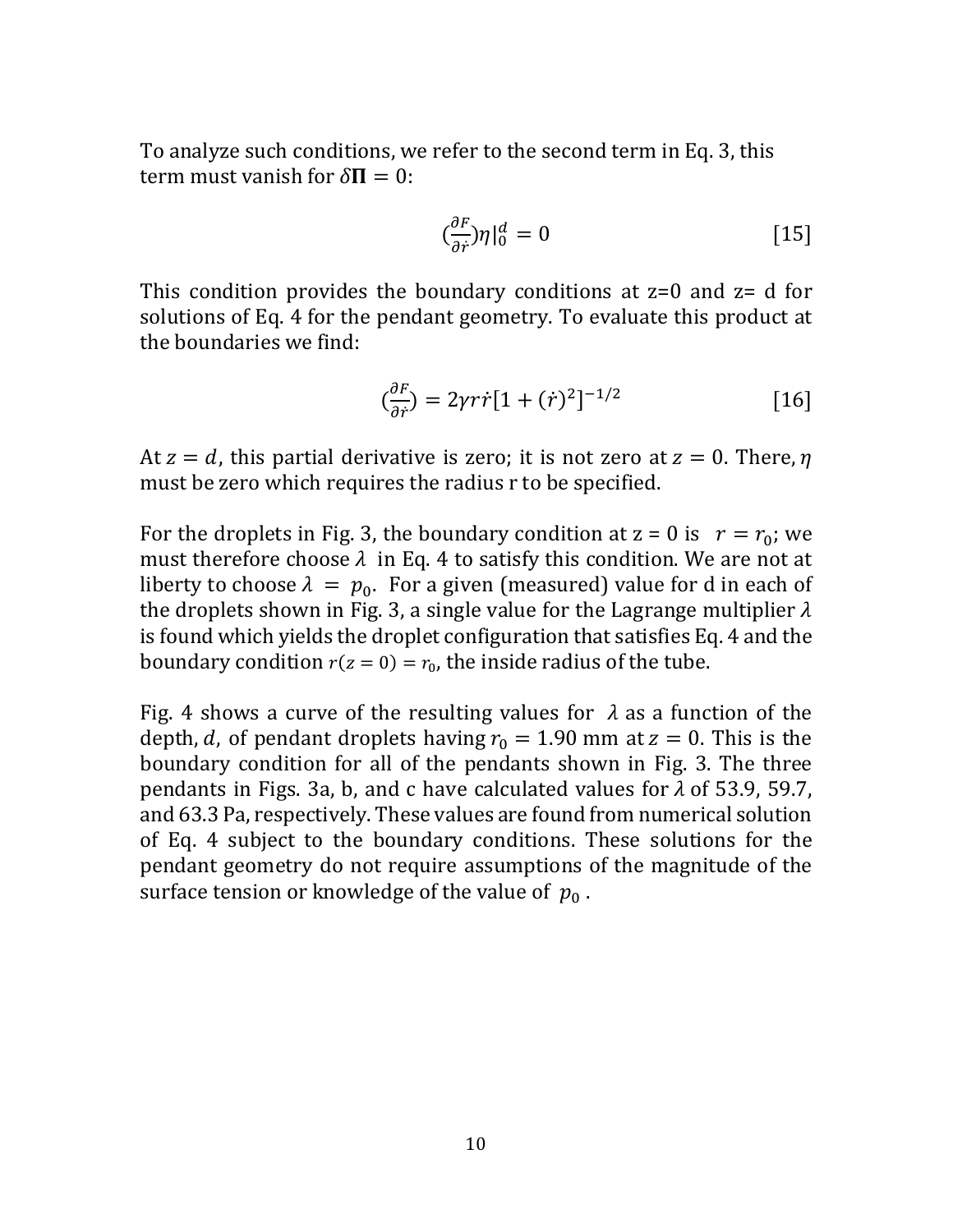To analyze such conditions, we refer to the second term in Eq. 3, this term must vanish for $\delta\mathbf{\Pi} = 0$:

$$\left(\frac{\partial F}{\partial \dot{r}}\right)\eta\Big|_0^d = 0 \qquad [15]$$

This condition provides the boundary conditions at z=0 and z= d for solutions of Eq. 4 for the pendant geometry. To evaluate this product at the boundaries we find:

$$\left(\frac{\partial F}{\partial \dot{r}}\right) = 2\gamma r\dot{r}[1 + (\dot{r})^2]^{-1/2} \qquad [16]$$

At $z = d$, this partial derivative is zero; it is not zero at $z = 0$. There, $\eta$ must be zero which requires the radius r to be specified.

For the droplets in Fig. 3, the boundary condition at z = 0 is $r = r_0$; we must therefore choose $\lambda$ in Eq. 4 to satisfy this condition. We are not at liberty to choose $\lambda = p_0$. For a given (measured) value for d in each of the droplets shown in Fig. 3, a single value for the Lagrange multiplier $\lambda$ is found which yields the droplet configuration that satisfies Eq. 4 and the boundary condition $r(z = 0) = r_0$, the inside radius of the tube.

Fig. 4 shows a curve of the resulting values for $\lambda$ as a function of the depth, $d$, of pendant droplets having $r_0 = 1.90$ mm at $z = 0$. This is the boundary condition for all of the pendants shown in Fig. 3. The three pendants in Figs. 3a, b, and c have calculated values for $\lambda$ of 53.9, 59.7, and 63.3 Pa, respectively. These values are found from numerical solution of Eq. 4 subject to the boundary conditions. These solutions for the pendant geometry do not require assumptions of the magnitude of the surface tension or knowledge of the value of $p_0$.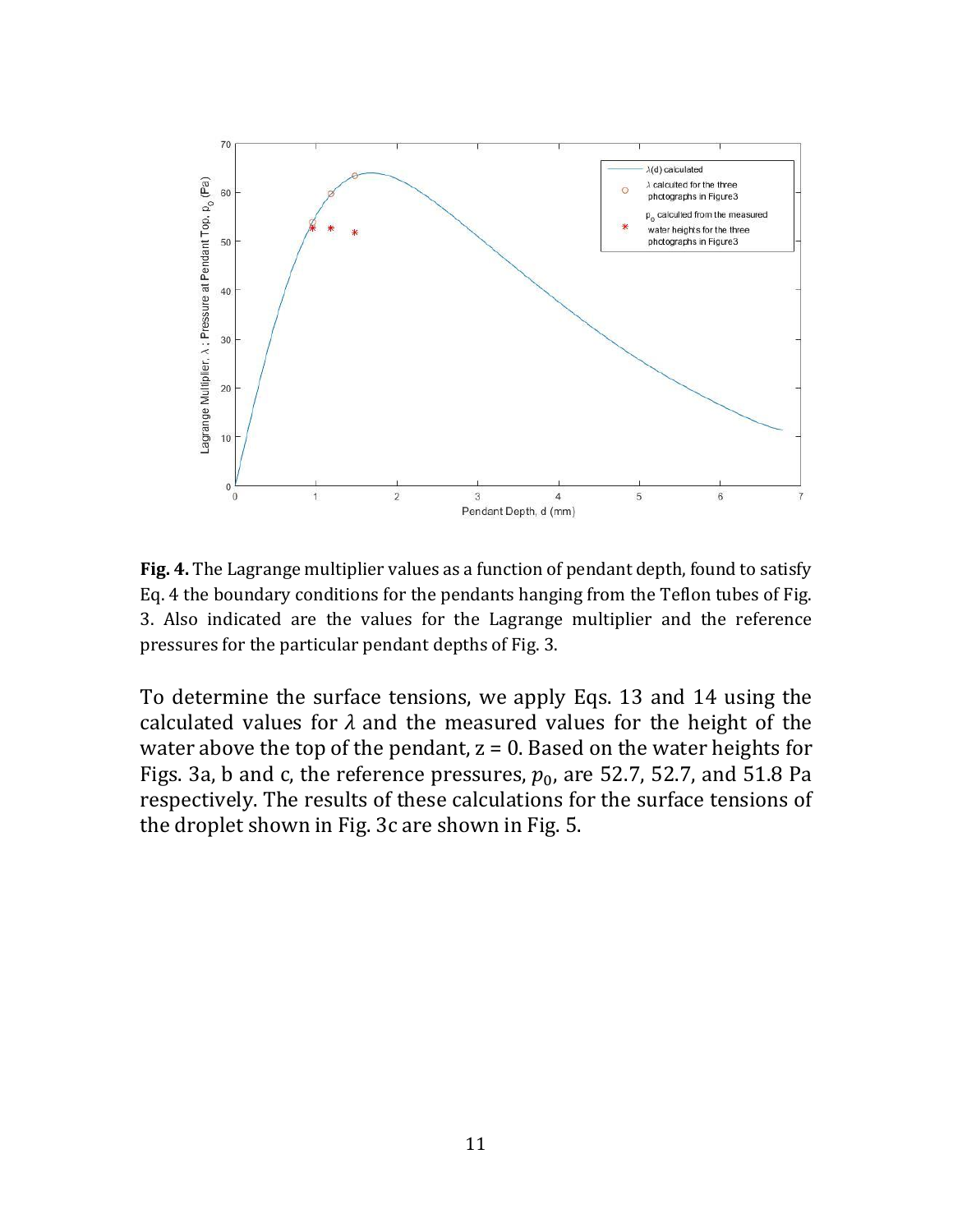**Fig. 4.** The Lagrange multiplier values as a function of pendant depth, found to satisfy Eq. 4 the boundary conditions for the pendants hanging from the Teflon tubes of Fig. 3. Also indicated are the values for the Lagrange multiplier and the reference pressures for the particular pendant depths of Fig. 3.

To determine the surface tensions, we apply Eqs. 13 and 14 using the calculated values for $\lambda$ and the measured values for the height of the water above the top of the pendant, $z = 0$. Based on the water heights for Figs. 3a, b and c, the reference pressures, $p_0$, are 52.7, 52.7, and 51.8 Pa respectively. The results of these calculations for the surface tensions of the droplet shown in Fig. 3c are shown in Fig. 5.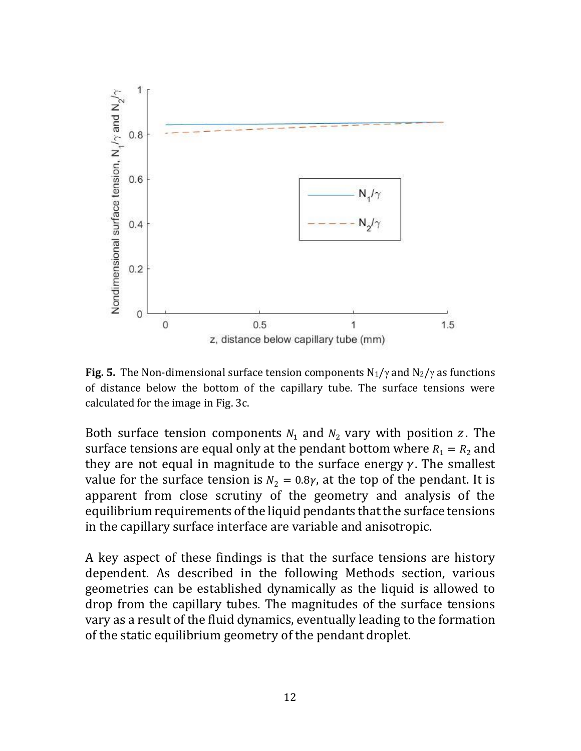**Fig. 5.** The Non-dimensional surface tension components $N_1/\gamma$ and $N_2/\gamma$ as functions of distance below the bottom of the capillary tube. The surface tensions were calculated for the image in Fig. 3c.

Both surface tension components $N_1$ and $N_2$ vary with position $z$. The surface tensions are equal only at the pendant bottom where $R_1 = R_2$ and they are not equal in magnitude to the surface energy $\gamma$. The smallest value for the surface tension is $N_2 = 0.8\gamma$, at the top of the pendant. It is apparent from close scrutiny of the geometry and analysis of the equilibrium requirements of the liquid pendants that the surface tensions in the capillary surface interface are variable and anisotropic.

A key aspect of these findings is that the surface tensions are history dependent. As described in the following Methods section, various geometries can be established dynamically as the liquid is allowed to drop from the capillary tubes. The magnitudes of the surface tensions vary as a result of the fluid dynamics, eventually leading to the formation of the static equilibrium geometry of the pendant droplet.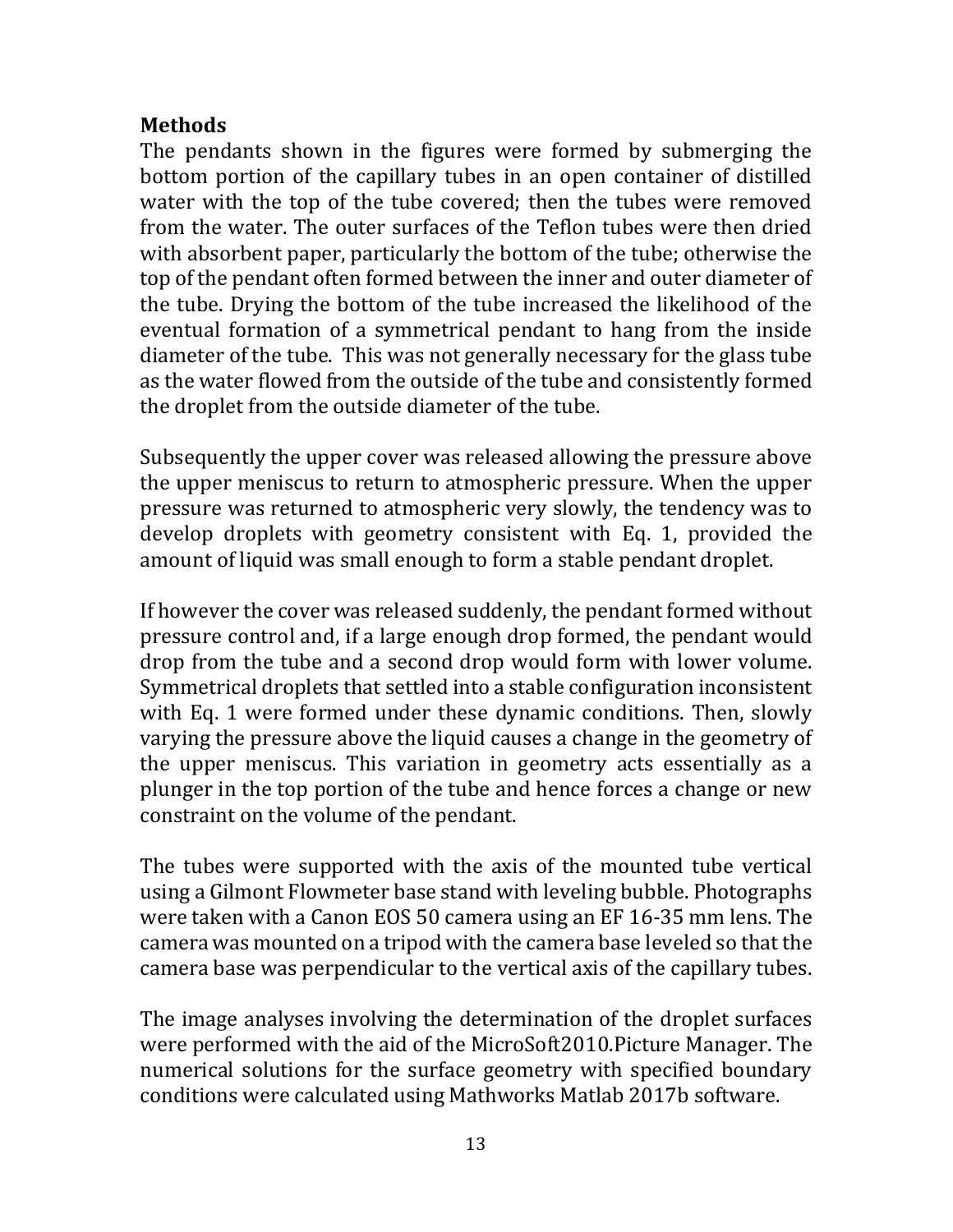## Methods

The pendants shown in the figures were formed by submerging the bottom portion of the capillary tubes in an open container of distilled water with the top of the tube covered; then the tubes were removed from the water. The outer surfaces of the Teflon tubes were then dried with absorbent paper, particularly the bottom of the tube; otherwise the top of the pendant often formed between the inner and outer diameter of the tube. Drying the bottom of the tube increased the likelihood of the eventual formation of a symmetrical pendant to hang from the inside diameter of the tube. This was not generally necessary for the glass tube as the water flowed from the outside of the tube and consistently formed the droplet from the outside diameter of the tube.

Subsequently the upper cover was released allowing the pressure above the upper meniscus to return to atmospheric pressure. When the upper pressure was returned to atmospheric very slowly, the tendency was to develop droplets with geometry consistent with Eq. 1, provided the amount of liquid was small enough to form a stable pendant droplet.

If however the cover was released suddenly, the pendant formed without pressure control and, if a large enough drop formed, the pendant would drop from the tube and a second drop would form with lower volume. Symmetrical droplets that settled into a stable configuration inconsistent with Eq. 1 were formed under these dynamic conditions. Then, slowly varying the pressure above the liquid causes a change in the geometry of the upper meniscus. This variation in geometry acts essentially as a plunger in the top portion of the tube and hence forces a change or new constraint on the volume of the pendant.

The tubes were supported with the axis of the mounted tube vertical using a Gilmont Flowmeter base stand with leveling bubble. Photographs were taken with a Canon EOS 50 camera using an EF 16-35 mm lens. The camera was mounted on a tripod with the camera base leveled so that the camera base was perpendicular to the vertical axis of the capillary tubes.

The image analyses involving the determination of the droplet surfaces were performed with the aid of the MicroSoft2010.Picture Manager. The numerical solutions for the surface geometry with specified boundary conditions were calculated using Mathworks Matlab 2017b software.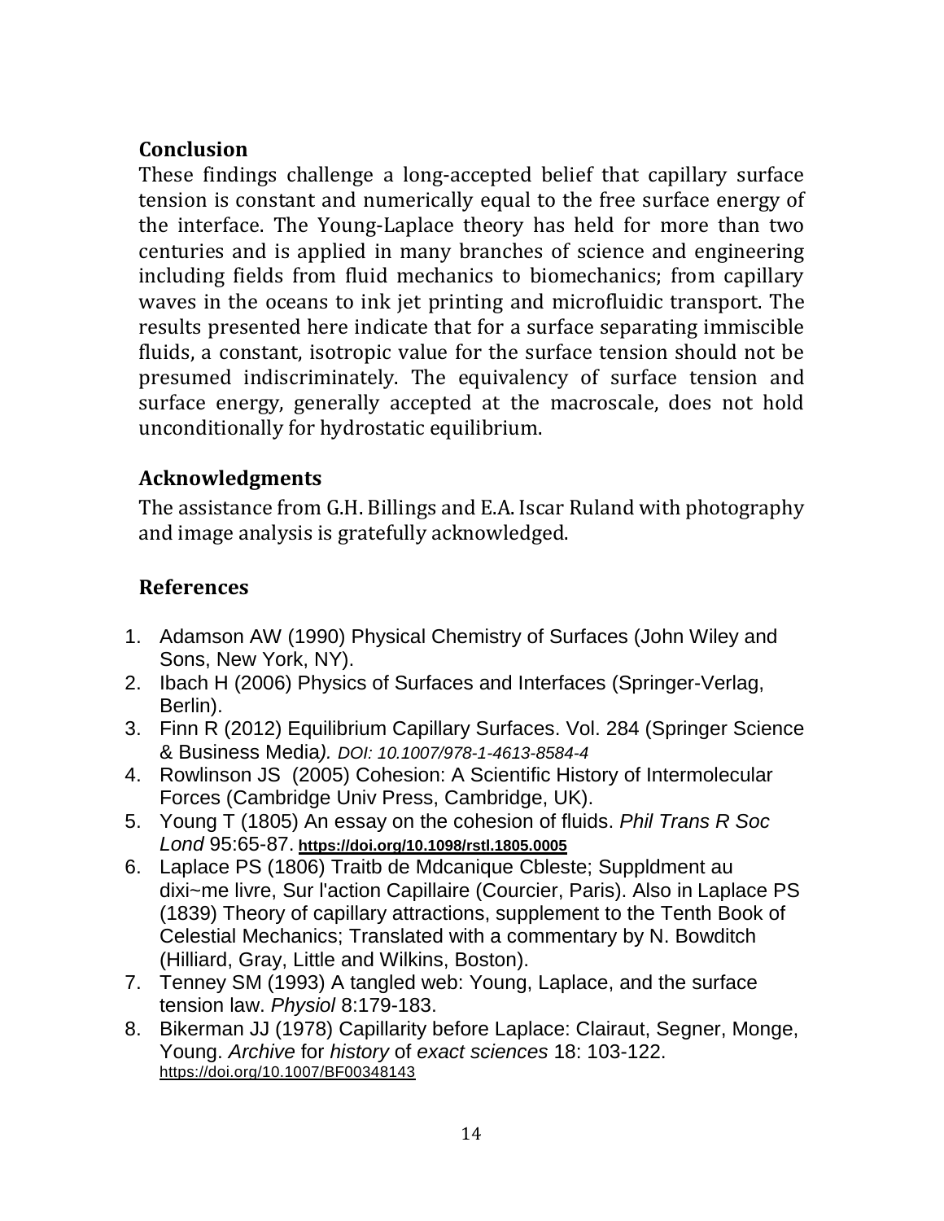## Conclusion

These findings challenge a long-accepted belief that capillary surface tension is constant and numerically equal to the free surface energy of the interface. The Young-Laplace theory has held for more than two centuries and is applied in many branches of science and engineering including fields from fluid mechanics to biomechanics; from capillary waves in the oceans to ink jet printing and microfluidic transport. The results presented here indicate that for a surface separating immiscible fluids, a constant, isotropic value for the surface tension should not be presumed indiscriminately. The equivalency of surface tension and surface energy, generally accepted at the macroscale, does not hold unconditionally for hydrostatic equilibrium.

## Acknowledgments

The assistance from G.H. Billings and E.A. Iscar Ruland with photography and image analysis is gratefully acknowledged.

## References

1. Adamson AW (1990) Physical Chemistry of Surfaces (John Wiley and Sons, New York, NY).
2. Ibach H (2006) Physics of Surfaces and Interfaces (Springer-Verlag, Berlin).
3. Finn R (2012) Equilibrium Capillary Surfaces. Vol. 284 (Springer Science & Business Media*). DOI: 10.1007/978-1-4613-8584-4*
4. Rowlinson JS (2005) Cohesion: A Scientific History of Intermolecular Forces (Cambridge Univ Press, Cambridge, UK).
5. Young T (1805) An essay on the cohesion of fluids. *Phil Trans R Soc Lond* 95:65-87. **https://doi.org/10.1098/rstl.1805.0005**
6. Laplace PS (1806) Traitb de Mdcanique Cbleste; Suppldment au dixi~me livre, Sur l'action Capillaire (Courcier, Paris). Also in Laplace PS (1839) Theory of capillary attractions, supplement to the Tenth Book of Celestial Mechanics; Translated with a commentary by N. Bowditch (Hilliard, Gray, Little and Wilkins, Boston).
7. Tenney SM (1993) A tangled web: Young, Laplace, and the surface tension law. *Physiol* 8:179-183.
8. Bikerman JJ (1978) Capillarity before Laplace: Clairaut, Segner, Monge, Young. *Archive* for *history* of *exact sciences* 18: 103-122. https://doi.org/10.1007/BF00348143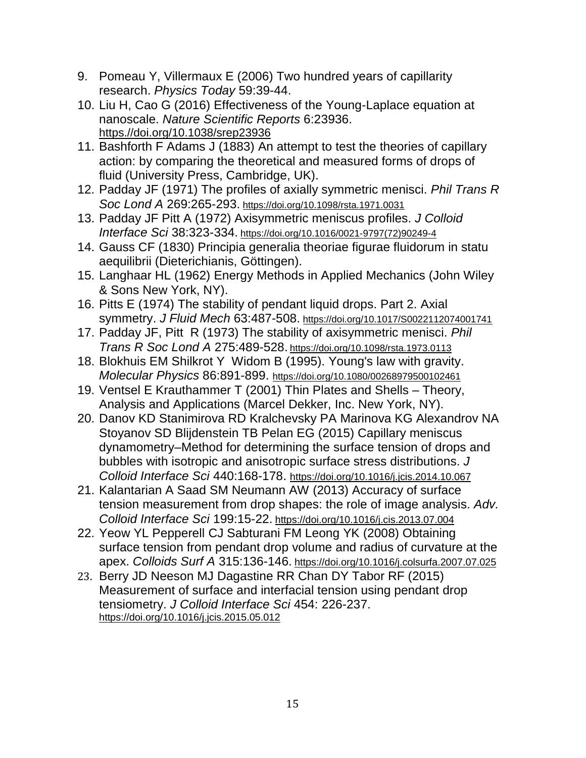9. Pomeau Y, Villermaux E (2006) Two hundred years of capillarity research. *Physics Today* 59:39-44.
10. Liu H, Cao G (2016) Effectiveness of the Young-Laplace equation at nanoscale. *Nature Scientific Reports* 6:23936. https://doi.org/10.1038/srep23936
11. Bashforth F Adams J (1883) An attempt to test the theories of capillary action: by comparing the theoretical and measured forms of drops of fluid (University Press, Cambridge, UK).
12. Padday JF (1971) The profiles of axially symmetric menisci. *Phil Trans R Soc Lond A* 269:265-293. https://doi.org/10.1098/rsta.1971.0031
13. Padday JF Pitt A (1972) Axisymmetric meniscus profiles. *J Colloid Interface Sci* 38:323-334. https://doi.org/10.1016/0021-9797(72)90249-4
14. Gauss CF (1830) Principia generalia theoriae figurae fluidorum in statu aequilibrii (Dieterichianis, Göttingen).
15. Langhaar HL (1962) Energy Methods in Applied Mechanics (John Wiley & Sons New York, NY).
16. Pitts E (1974) The stability of pendant liquid drops. Part 2. Axial symmetry. *J Fluid Mech* 63:487-508. https://doi.org/10.1017/S0022112074001741
17. Padday JF, Pitt R (1973) The stability of axisymmetric menisci. *Phil Trans R Soc Lond A* 275:489-528. https://doi.org/10.1098/rsta.1973.0113
18. Blokhuis EM Shilkrot Y Widom B (1995). Young's law with gravity. *Molecular Physics* 86:891-899. https://doi.org/10.1080/00268979500102461
19. Ventsel E Krauthammer T (2001) Thin Plates and Shells – Theory, Analysis and Applications (Marcel Dekker, Inc. New York, NY).
20. Danov KD Stanimirova RD Kralchevsky PA Marinova KG Alexandrov NA Stoyanov SD Blijdenstein TB Pelan EG (2015) Capillary meniscus dynamometry–Method for determining the surface tension of drops and bubbles with isotropic and anisotropic surface stress distributions. *J Colloid Interface Sci* 440:168-178. https://doi.org/10.1016/j.jcis.2014.10.067
21. Kalantarian A Saad SM Neumann AW (2013) Accuracy of surface tension measurement from drop shapes: the role of image analysis. *Adv. Colloid Interface Sci* 199:15-22. https://doi.org/10.1016/j.cis.2013.07.004
22. Yeow YL Pepperell CJ Sabturani FM Leong YK (2008) Obtaining surface tension from pendant drop volume and radius of curvature at the apex. *Colloids Surf A* 315:136-146. https://doi.org/10.1016/j.colsurfa.2007.07.025
23. Berry JD Neeson MJ Dagastine RR Chan DY Tabor RF (2015) Measurement of surface and interfacial tension using pendant drop tensiometry. *J Colloid Interface Sci* 454: 226-237. https://doi.org/10.1016/j.jcis.2015.05.012